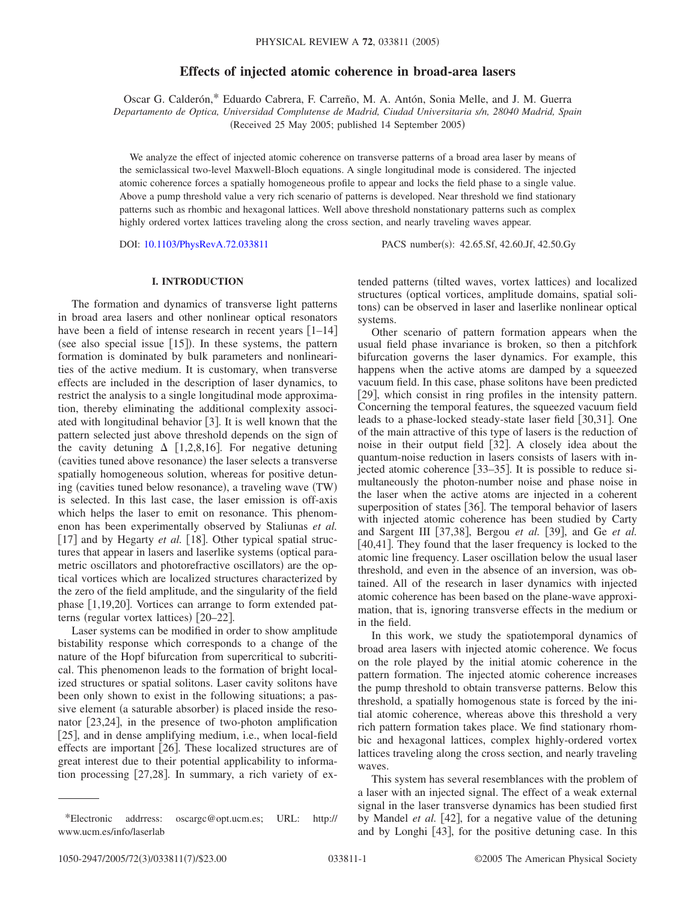# Effects of injected atomic coherence in broad-area lasers

Oscar G. Calderón,* Eduardo Cabrera, F. Carreño, M. A. Antón, Sonia Melle, and J. M. Guerra

*Departamento de Optica, Universidad Complutense de Madrid, Ciudad Universitaria s/n, 28040 Madrid, Spain*

(Received 25 May 2005; published 14 September 2005)

We analyze the effect of injected atomic coherence on transverse patterns of a broad area laser by means of the semiclassical two-level Maxwell-Bloch equations. A single longitudinal mode is considered. The injected atomic coherence forces a spatially homogeneous profile to appear and locks the field phase to a single value. Above a pump threshold value a very rich scenario of patterns is developed. Near threshold we find stationary patterns such as rhombic and hexagonal lattices. Well above threshold nonstationary patterns such as complex highly ordered vortex lattices traveling along the cross section, and nearly traveling waves appear.

DOI: 10.1103/PhysRevA.72.033811 PACS number(s): 42.65.Sf, 42.60.Jf, 42.50.Gy

## I. INTRODUCTION

The formation and dynamics of transverse light patterns in broad area lasers and other nonlinear optical resonators have been a field of intense research in recent years [1–14] (see also special issue [15]). In these systems, the pattern formation is dominated by bulk parameters and nonlinearities of the active medium. It is customary, when transverse effects are included in the description of laser dynamics, to restrict the analysis to a single longitudinal mode approximation, thereby eliminating the additional complexity associated with longitudinal behavior [3]. It is well known that the pattern selected just above threshold depends on the sign of the cavity detuning $\Delta$ [1,2,8,16]. For negative detuning (cavities tuned above resonance) the laser selects a transverse spatially homogeneous solution, whereas for positive detuning (cavities tuned below resonance), a traveling wave (TW) is selected. In this last case, the laser emission is off-axis which helps the laser to emit on resonance. This phenomenon has been experimentally observed by Staliunas *et al.* [17] and by Hegarty *et al.* [18]. Other typical spatial structures that appear in lasers and laserlike systems (optical parametric oscillators and photorefractive oscillators) are the optical vortices which are localized structures characterized by the zero of the field amplitude, and the singularity of the field phase [1,19,20]. Vortices can arrange to form extended patterns (regular vortex lattices) [20–22].

Laser systems can be modified in order to show amplitude bistability response which corresponds to a change of the nature of the Hopf bifurcation from supercritical to subcritical. This phenomenon leads to the formation of bright localized structures or spatial solitons. Laser cavity solitons have been only shown to exist in the following situations; a passive element (a saturable absorber) is placed inside the resonator [23,24], in the presence of two-photon amplification [25], and in dense amplifying medium, i.e., when local-field effects are important [26]. These localized structures are of great interest due to their potential applicability to information processing [27,28]. In summary, a rich variety of extended patterns (tilted waves, vortex lattices) and localized structures (optical vortices, amplitude domains, spatial solitons) can be observed in laser and laserlike nonlinear optical systems.

Other scenario of pattern formation appears when the usual field phase invariance is broken, so then a pitchfork bifurcation governs the laser dynamics. For example, this happens when the active atoms are damped by a squeezed vacuum field. In this case, phase solitons have been predicted [29], which consist in ring profiles in the intensity pattern. Concerning the temporal features, the squeezed vacuum field leads to a phase-locked steady-state laser field [30,31]. One of the main attractive of this type of lasers is the reduction of noise in their output field [32]. A closely idea about the quantum-noise reduction in lasers consists of lasers with injected atomic coherence [33–35]. It is possible to reduce simultaneously the photon-number noise and phase noise in the laser when the active atoms are injected in a coherent superposition of states [36]. The temporal behavior of lasers with injected atomic coherence has been studied by Carty and Sargent III [37,38], Bergou *et al.* [39], and Ge *et al.* [40,41]. They found that the laser frequency is locked to the atomic line frequency. Laser oscillation below the usual laser threshold, and even in the absence of an inversion, was obtained. All of the research in laser dynamics with injected atomic coherence has been based on the plane-wave approximation, that is, ignoring transverse effects in the medium or in the field.

In this work, we study the spatiotemporal dynamics of broad area lasers with injected atomic coherence. We focus on the role played by the initial atomic coherence in the pattern formation. The injected atomic coherence increases the pump threshold to obtain transverse patterns. Below this threshold, a spatially homogenous state is forced by the initial atomic coherence, whereas above this threshold a very rich pattern formation takes place. We find stationary rhombic and hexagonal lattices, complex highly-ordered vortex lattices traveling along the cross section, and nearly traveling waves.

This system has several resemblances with the problem of a laser with an injected signal. The effect of a weak external signal in the laser transverse dynamics has been studied first by Mandel *et al.* [42], for a negative value of the detuning and by Longhi [43], for the positive detuning case. In this

*Electronic addrress: oscargc@opt.ucm.es; URL: http://www.ucm.es/info/laserlab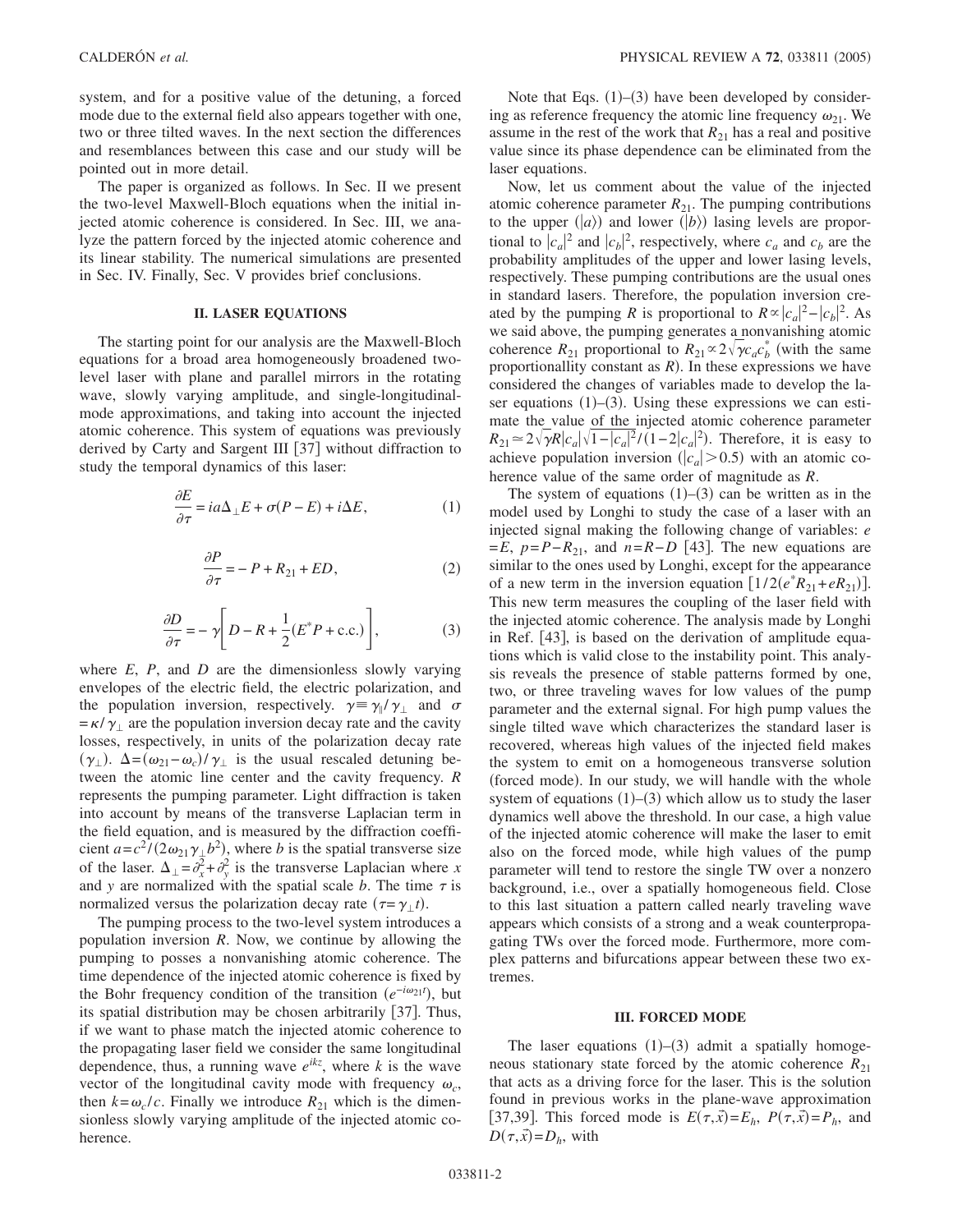system, and for a positive value of the detuning, a forced mode due to the external field also appears together with one, two or three tilted waves. In the next section the differences and resemblances between this case and our study will be pointed out in more detail.

The paper is organized as follows. In Sec. II we present the two-level Maxwell-Bloch equations when the initial injected atomic coherence is considered. In Sec. III, we analyze the pattern forced by the injected atomic coherence and its linear stability. The numerical simulations are presented in Sec. IV. Finally, Sec. V provides brief conclusions.

## II. LASER EQUATIONS

The starting point for our analysis are the Maxwell-Bloch equations for a broad area homogeneously broadened two-level laser with plane and parallel mirrors in the rotating wave, slowly varying amplitude, and single-longitudinal-mode approximations, and taking into account the injected atomic coherence. This system of equations was previously derived by Carty and Sargent III [37] without diffraction to study the temporal dynamics of this laser:

$$\frac{\partial E}{\partial \tau} = ia\Delta_{\perp}E + \sigma(P - E) + i\Delta E, \tag{1}$$

$$\frac{\partial P}{\partial \tau} = -P + R_{21} + ED, \tag{2}$$

$$\frac{\partial D}{\partial \tau} = -\gamma\left[D - R + \frac{1}{2}(E^{*}P + \text{c.c.})\right], \tag{3}$$

where $E$, $P$, and $D$ are the dimensionless slowly varying envelopes of the electric field, the electric polarization, and the population inversion, respectively. $\gamma \equiv \gamma_{\parallel}/\gamma_{\perp}$ and $\sigma = \kappa/\gamma_{\perp}$ are the population inversion decay rate and the cavity losses, respectively, in units of the polarization decay rate ($\gamma_{\perp}$). $\Delta = (\omega_{21} - \omega_c)/\gamma_{\perp}$ is the usual rescaled detuning between the atomic line center and the cavity frequency. $R$ represents the pumping parameter. Light diffraction is taken into account by means of the transverse Laplacian term in the field equation, and is measured by the diffraction coefficient $a = c^2/(2\omega_{21}\gamma_{\perp}b^2)$, where $b$ is the spatial transverse size of the laser. $\Delta_{\perp} = \partial_x^2 + \partial_y^2$ is the transverse Laplacian where $x$ and $y$ are normalized with the spatial scale $b$. The time $\tau$ is normalized versus the polarization decay rate ($\tau = \gamma_{\perp}t$).

The pumping process to the two-level system introduces a population inversion $R$. Now, we continue by allowing the pumping to posses a nonvanishing atomic coherence. The time dependence of the injected atomic coherence is fixed by the Bohr frequency condition of the transition ($e^{-i\omega_{21}t}$), but its spatial distribution may be chosen arbitrarily [37]. Thus, if we want to phase match the injected atomic coherence to the propagating laser field we consider the same longitudinal dependence, thus, a running wave $e^{ikz}$, where $k$ is the wave vector of the longitudinal cavity mode with frequency $\omega_c$, then $k = \omega_c/c$. Finally we introduce $R_{21}$ which is the dimensionless slowly varying amplitude of the injected atomic coherence.

Note that Eqs. (1)–(3) have been developed by considering as reference frequency the atomic line frequency $\omega_{21}$. We assume in the rest of the work that $R_{21}$ has a real and positive value since its phase dependence can be eliminated from the laser equations.

Now, let us comment about the value of the injected atomic coherence parameter $R_{21}$. The pumping contributions to the upper ($|a\rangle$) and lower ($|b\rangle$) lasing levels are proportional to $|c_a|^2$ and $|c_b|^2$, respectively, where $c_a$ and $c_b$ are the probability amplitudes of the upper and lower lasing levels, respectively. These pumping contributions are the usual ones in standard lasers. Therefore, the population inversion created by the pumping $R$ is proportional to $R \propto |c_a|^2 - |c_b|^2$. As we said above, the pumping generates a nonvanishing atomic coherence $R_{21}$ proportional to $R_{21} \propto 2\sqrt{\gamma}c_a c_b^{*}$ (with the same proportionallity constant as $R$). In these expressions we have considered the changes of variables made to develop the laser equations (1)–(3). Using these expressions we can estimate the value of the injected atomic coherence parameter $R_{21} \simeq 2\sqrt{\gamma}R|c_a|\sqrt{1-|c_a|^2}/(1-2|c_a|^2)$. Therefore, it is easy to achieve population inversion ($|c_a| > 0.5$) with an atomic coherence value of the same order of magnitude as $R$.

The system of equations (1)–(3) can be written as in the model used by Longhi to study the case of a laser with an injected signal making the following change of variables: $e = E$, $p = P - R_{21}$, and $n = R - D$ [43]. The new equations are similar to the ones used by Longhi, except for the appearance of a new term in the inversion equation $[1/2(e^{*}R_{21} + eR_{21})]$. This new term measures the coupling of the laser field with the injected atomic coherence. The analysis made by Longhi in Ref. [43], is based on the derivation of amplitude equations which is valid close to the instability point. This analysis reveals the presence of stable patterns formed by one, two, or three traveling waves for low values of the pump parameter and the external signal. For high pump values the single tilted wave which characterizes the standard laser is recovered, whereas high values of the injected field makes the system to emit on a homogeneous transverse solution (forced mode). In our study, we will handle with the whole system of equations (1)–(3) which allow us to study the laser dynamics well above the threshold. In our case, a high value of the injected atomic coherence will make the laser to emit also on the forced mode, while high values of the pump parameter will tend to restore the single TW over a nonzero background, i.e., over a spatially homogeneous field. Close to this last situation a pattern called nearly traveling wave appears which consists of a strong and a weak counterpropagating TWs over the forced mode. Furthermore, more complex patterns and bifurcations appear between these two extremes.

## III. FORCED MODE

The laser equations (1)–(3) admit a spatially homogeneous stationary state forced by the atomic coherence $R_{21}$ that acts as a driving force for the laser. This is the solution found in previous works in the plane-wave approximation [37,39]. This forced mode is $E(\tau, \vec{x}) = E_h$, $P(\tau, \vec{x}) = P_h$, and $D(\tau, \vec{x}) = D_h$, with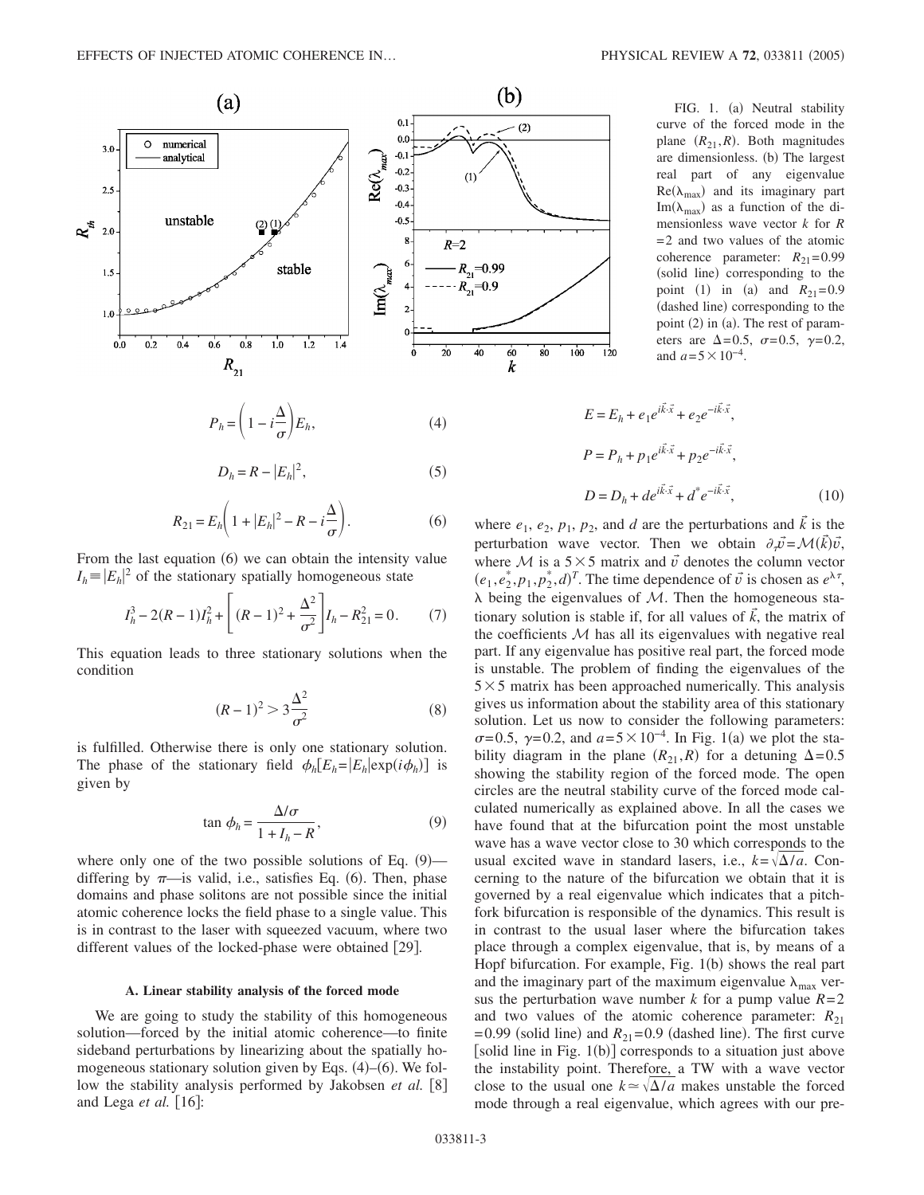FIG. 1. (a) Neutral stability curve of the forced mode in the plane $(R_{21}, R)$. Both magnitudes are dimensionless. (b) The largest real part of any eigenvalue $\mathrm{Re}(\lambda_{max})$ and its imaginary part $\mathrm{Im}(\lambda_{max})$ as a function of the dimensionless wave vector $k$ for $R=2$ and two values of the atomic coherence parameter: $R_{21}=0.99$ (solid line) corresponding to the point (1) in (a) and $R_{21}=0.9$ (dashed line) corresponding to the point (2) in (a). The rest of parameters are $\Delta=0.5$, $\sigma=0.5$, $\gamma=0.2$, and $a=5\times10^{-4}$.

$$P_h = \left(1 - i\frac{\Delta}{\sigma}\right)E_h, \tag{4}$$

$$D_h = R - |E_h|^2, \tag{5}$$

$$R_{21} = E_h\left(1 + |E_h|^2 - R - i\frac{\Delta}{\sigma}\right). \tag{6}$$

From the last equation (6) we can obtain the intensity value $I_h \equiv |E_h|^2$ of the stationary spatially homogeneous state

$$I_h^3 - 2(R-1)I_h^2 + \left[(R-1)^2 + \frac{\Delta^2}{\sigma^2}\right]I_h - R_{21}^2 = 0. \tag{7}$$

This equation leads to three stationary solutions when the condition

$$(R-1)^2 > 3\frac{\Delta^2}{\sigma^2} \tag{8}$$

is fulfilled. Otherwise there is only one stationary solution. The phase of the stationary field $\phi_h[E_h = |E_h|\exp(i\phi_h)]$ is given by

$$\tan \phi_h = \frac{\Delta/\sigma}{1 + I_h - R}, \tag{9}$$

where only one of the two possible solutions of Eq. (9)—differing by $\pi$—is valid, i.e., satisfies Eq. (6). Then, phase domains and phase solitons are not possible since the initial atomic coherence locks the field phase to a single value. This is in contrast to the laser with squeezed vacuum, where two different values of the locked-phase were obtained [29].

### A. Linear stability analysis of the forced mode

We are going to study the stability of this homogeneous solution—forced by the initial atomic coherence—to finite sideband perturbations by linearizing about the spatially homogeneous stationary solution given by Eqs. (4)–(6). We follow the stability analysis performed by Jakobsen *et al.* [8] and Lega *et al.* [16]:

$$E = E_h + e_1 e^{i\vec{k}\cdot\vec{x}} + e_2 e^{-i\vec{k}\cdot\vec{x}},$$

$$P = P_h + p_1 e^{i\vec{k}\cdot\vec{x}} + p_2 e^{-i\vec{k}\cdot\vec{x}},$$

$$D = D_h + d e^{i\vec{k}\cdot\vec{x}} + d^* e^{-i\vec{k}\cdot\vec{x}}, \tag{10}$$

where $e_1$, $e_2$, $p_1$, $p_2$, and $d$ are the perturbations and $\vec{k}$ is the perturbation wave vector. Then we obtain $\partial_\tau \vec{v} = \mathcal{M}(\vec{k})\vec{v}$, where $\mathcal{M}$ is a $5\times5$ matrix and $\vec{v}$ denotes the column vector $(e_1, e_2^*, p_1, p_2^*, d)^T$. The time dependence of $\vec{v}$ is chosen as $e^{\lambda\tau}$, $\lambda$ being the eigenvalues of $\mathcal{M}$. Then the homogeneous stationary solution is stable if, for all values of $\vec{k}$, the matrix of the coefficients $\mathcal{M}$ has all its eigenvalues with negative real part. If any eigenvalue has positive real part, the forced mode is unstable. The problem of finding the eigenvalues of the $5\times5$ matrix has been approached numerically. This analysis gives us information about the stability area of this stationary solution. Let us now to consider the following parameters: $\sigma=0.5$, $\gamma=0.2$, and $a=5\times10^{-4}$. In Fig. 1(a) we plot the stability diagram in the plane $(R_{21}, R)$ for a detuning $\Delta=0.5$ showing the stability region of the forced mode. The open circles are the neutral stability curve of the forced mode calculated numerically as explained above. In all the cases we have found that at the bifurcation point the most unstable wave has a wave vector close to 30 which corresponds to the usual excited wave in standard lasers, i.e., $k=\sqrt{\Delta/a}$. Concerning to the nature of the bifurcation we obtain that it is governed by a real eigenvalue which indicates that a pitchfork bifurcation is responsible of the dynamics. This result is in contrast to the usual laser where the bifurcation takes place through a complex eigenvalue, that is, by means of a Hopf bifurcation. For example, Fig. 1(b) shows the real part and the imaginary part of the maximum eigenvalue $\lambda_{max}$ versus the perturbation wave number $k$ for a pump value $R=2$ and two values of the atomic coherence parameter: $R_{21}=0.99$ (solid line) and $R_{21}=0.9$ (dashed line). The first curve [solid line in Fig. 1(b)] corresponds to a situation just above the instability point. Therefore, a TW with a wave vector close to the usual one $k\simeq\sqrt{\Delta/a}$ makes unstable the forced mode through a real eigenvalue, which agrees with our pre-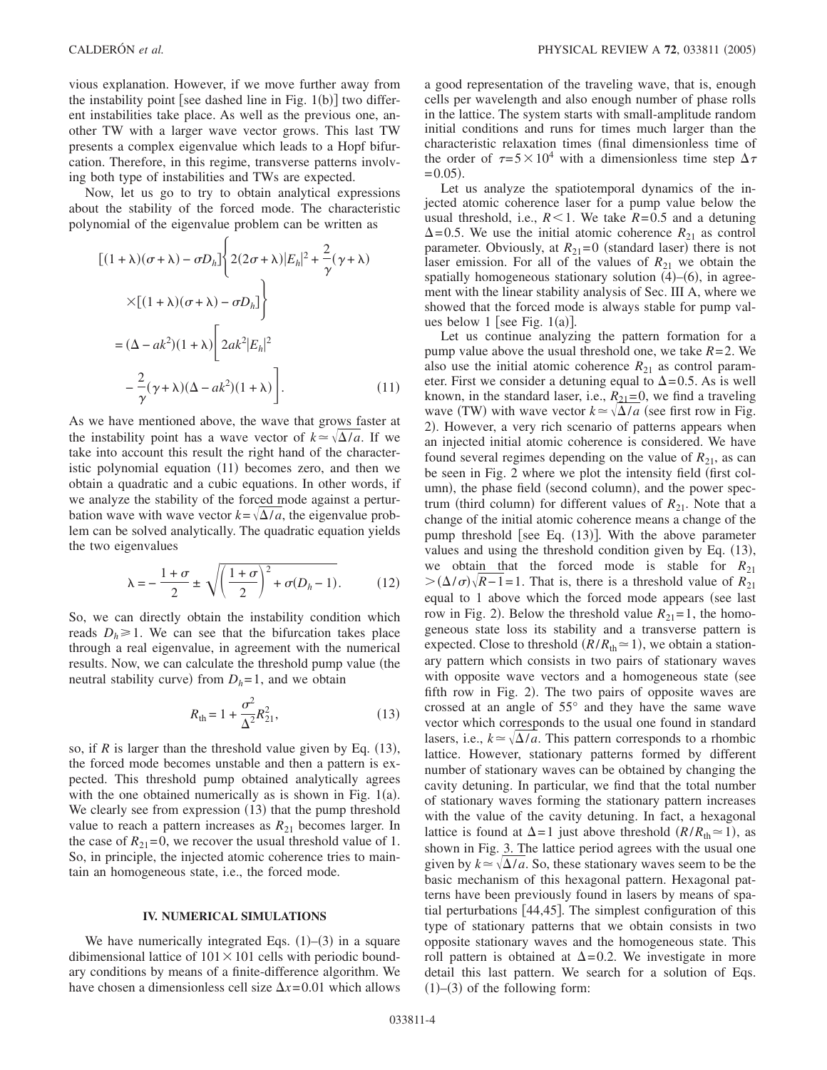vious explanation. However, if we move further away from the instability point [see dashed line in Fig. 1(b)] two different instabilities take place. As well as the previous one, another TW with a larger wave vector grows. This last TW presents a complex eigenvalue which leads to a Hopf bifurcation. Therefore, in this regime, transverse patterns involving both type of instabilities and TWs are expected.

Now, let us go to try to obtain analytical expressions about the stability of the forced mode. The characteristic polynomial of the eigenvalue problem can be written as

$$
\begin{aligned}
&[(1+\lambda)(\sigma+\lambda)-\sigma D_h]\left\{2(2\sigma+\lambda)|E_h|^2+\frac{2}{\gamma}(\gamma+\lambda)\right.\\
&\quad\left.\times[(1+\lambda)(\sigma+\lambda)-\sigma D_h]\right\}\\
&=(\Delta-ak^2)(1+\lambda)\left[2ak^2|E_h|^2\right.\\
&\quad\left.-\frac{2}{\gamma}(\gamma+\lambda)(\Delta-ak^2)(1+\lambda)\right]. \qquad (11)
\end{aligned}
$$

As we have mentioned above, the wave that grows faster at the instability point has a wave vector of $k\simeq\sqrt{\Delta/a}$. If we take into account this result the right hand of the characteristic polynomial equation (11) becomes zero, and then we obtain a quadratic and a cubic equations. In other words, if we analyze the stability of the forced mode against a perturbation wave with wave vector $k=\sqrt{\Delta/a}$, the eigenvalue problem can be solved analytically. The quadratic equation yields the two eigenvalues

$$
\lambda=-\frac{1+\sigma}{2}\pm\sqrt{\left(\frac{1+\sigma}{2}\right)^2+\sigma(D_h-1)}. \qquad (12)
$$

So, we can directly obtain the instability condition which reads $D_h\geqslant 1$. We can see that the bifurcation takes place through a real eigenvalue, in agreement with the numerical results. Now, we can calculate the threshold pump value (the neutral stability curve) from $D_h=1$, and we obtain

$$
R_{\text{th}}=1+\frac{\sigma^2}{\Delta^2}R_{21}^2, \qquad (13)
$$

so, if $R$ is larger than the threshold value given by Eq. (13), the forced mode becomes unstable and then a pattern is expected. This threshold pump obtained analytically agrees with the one obtained numerically as is shown in Fig. 1(a). We clearly see from expression (13) that the pump threshold value to reach a pattern increases as $R_{21}$ becomes larger. In the case of $R_{21}=0$, we recover the usual threshold value of 1. So, in principle, the injected atomic coherence tries to maintain an homogeneous state, i.e., the forced mode.

## IV. NUMERICAL SIMULATIONS

We have numerically integrated Eqs. (1)–(3) in a square dibimensional lattice of $101\times 101$ cells with periodic boundary conditions by means of a finite-difference algorithm. We have chosen a dimensionless cell size $\Delta x=0.01$ which allows a good representation of the traveling wave, that is, enough cells per wavelength and also enough number of phase rolls in the lattice. The system starts with small-amplitude random initial conditions and runs for times much larger than the characteristic relaxation times (final dimensionless time of the order of $\tau=5\times 10^4$ with a dimensionless time step $\Delta\tau=0.05$).

Let us analyze the spatiotemporal dynamics of the injected atomic coherence laser for a pump value below the usual threshold, i.e., $R<1$. We take $R=0.5$ and a detuning $\Delta=0.5$. We use the initial atomic coherence $R_{21}$ as control parameter. Obviously, at $R_{21}=0$ (standard laser) there is not laser emission. For all of the values of $R_{21}$ we obtain the spatially homogeneous stationary solution (4)–(6), in agreement with the linear stability analysis of Sec. III A, where we showed that the forced mode is always stable for pump values below 1 [see Fig. 1(a)].

Let us continue analyzing the pattern formation for a pump value above the usual threshold one, we take $R=2$. We also use the initial atomic coherence $R_{21}$ as control parameter. First we consider a detuning equal to $\Delta=0.5$. As is well known, in the standard laser, i.e., $R_{21}=0$, we find a traveling wave (TW) with wave vector $k\simeq\sqrt{\Delta/a}$ (see first row in Fig. 2). However, a very rich scenario of patterns appears when an injected initial atomic coherence is considered. We have found several regimes depending on the value of $R_{21}$, as can be seen in Fig. 2 where we plot the intensity field (first column), the phase field (second column), and the power spectrum (third column) for different values of $R_{21}$. Note that a change of the initial atomic coherence means a change of the pump threshold [see Eq. (13)]. With the above parameter values and using the threshold condition given by Eq. (13), we obtain that the forced mode is stable for $R_{21}>(\Delta/\sigma)\sqrt{R-1}=1$. That is, there is a threshold value of $R_{21}$ equal to 1 above which the forced mode appears (see last row in Fig. 2). Below the threshold value $R_{21}=1$, the homogeneous state loss its stability and a transverse pattern is expected. Close to threshold $(R/R_{\text{th}}\simeq 1)$, we obtain a stationary pattern which consists in two pairs of stationary waves with opposite wave vectors and a homogeneous state (see fifth row in Fig. 2). The two pairs of opposite waves are crossed at an angle of 55° and they have the same wave vector which corresponds to the usual one found in standard lasers, i.e., $k\simeq\sqrt{\Delta/a}$. This pattern corresponds to a rhombic lattice. However, stationary patterns formed by different number of stationary waves can be obtained by changing the cavity detuning. In particular, we find that the total number of stationary waves forming the stationary pattern increases with the value of the cavity detuning. In fact, a hexagonal lattice is found at $\Delta=1$ just above threshold $(R/R_{\text{th}}\simeq 1)$, as shown in Fig. 3. The lattice period agrees with the usual one given by $k\simeq\sqrt{\Delta/a}$. So, these stationary waves seem to be the basic mechanism of this hexagonal pattern. Hexagonal patterns have been previously found in lasers by means of spatial perturbations [44,45]. The simplest configuration of this type of stationary patterns that we obtain consists in two opposite stationary waves and the homogeneous state. This roll pattern is obtained at $\Delta=0.2$. We investigate in more detail this last pattern. We search for a solution of Eqs. (1)–(3) of the following form: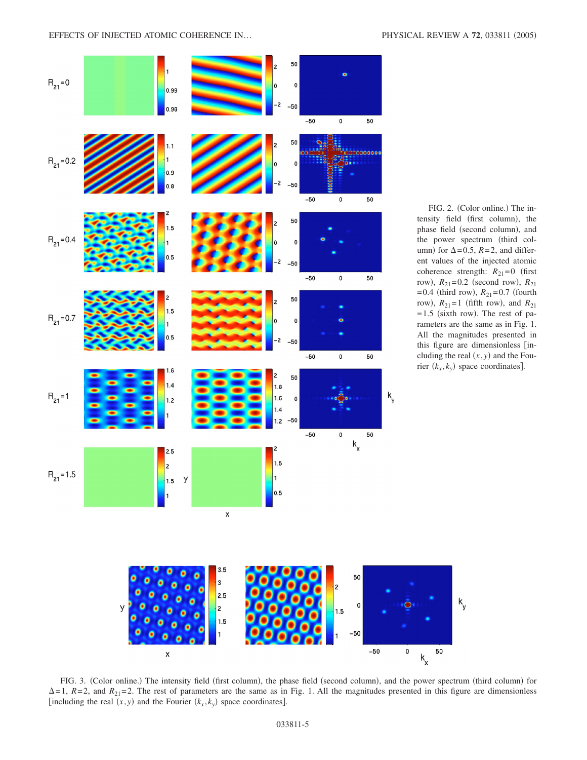FIG. 2. (Color online.) The intensity field (first column), the phase field (second column), and the power spectrum (third column) for $\Delta=0.5$, $R=2$, and different values of the injected atomic coherence strength: $R_{21}=0$ (first row), $R_{21}=0.2$ (second row), $R_{21}=0.4$ (third row), $R_{21}=0.7$ (fourth row), $R_{21}=1$ (fifth row), and $R_{21}=1.5$ (sixth row). The rest of parameters are the same as in Fig. 1. All the magnitudes presented in this figure are dimensionless [including the real $(x,y)$ and the Fourier $(k_x,k_y)$ space coordinates].

FIG. 3. (Color online.) The intensity field (first column), the phase field (second column), and the power spectrum (third column) for $\Delta=1$, $R=2$, and $R_{21}=2$. The rest of parameters are the same as in Fig. 1. All the magnitudes presented in this figure are dimensionless [including the real $(x,y)$ and the Fourier $(k_x,k_y)$ space coordinates].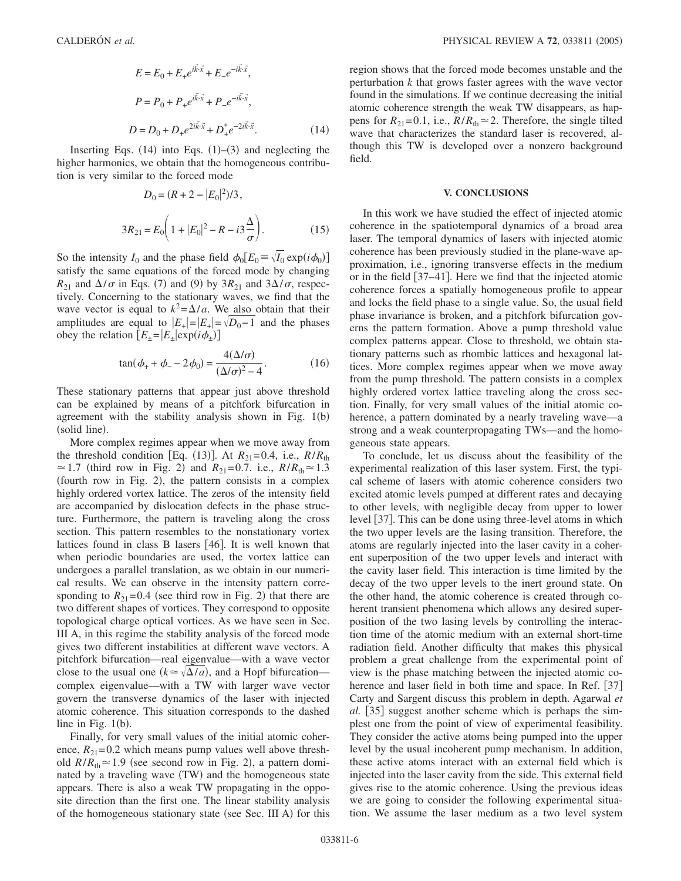$$E = E_0 + E_+ e^{i\vec{k}\cdot\vec{x}} + E_- e^{-i\vec{k}\cdot\vec{x}},$$

$$P = P_0 + P_+ e^{i\vec{k}\cdot\vec{x}} + P_- e^{-i\vec{k}\cdot\vec{x}},$$

$$D = D_0 + D_+ e^{2i\vec{k}\cdot\vec{x}} + D_+^* e^{-2i\vec{k}\cdot\vec{x}}. \quad (14)$$

Inserting Eqs. (14) into Eqs. (1)–(3) and neglecting the higher harmonics, we obtain that the homogeneous contribution is very similar to the forced mode

$$D_0 = (R + 2 - |E_0|^2)/3,$$

$$3R_{21} = E_0\left(1 + |E_0|^2 - R - i3\frac{\Delta}{\sigma}\right). \quad (15)$$

So the intensity $I_0$ and the phase field $\phi_0[E_0 \equiv \sqrt{I_0}\exp(i\phi_0)]$ satisfy the same equations of the forced mode by changing $R_{21}$ and $\Delta/\sigma$ in Eqs. (7) and (9) by $3R_{21}$ and $3\Delta/\sigma$, respectively. Concerning to the stationary waves, we find that the wave vector is equal to $k^2 = \Delta/a$. We also obtain that their amplitudes are equal to $|E_+| = |E_+| = \sqrt{D_0 - 1}$ and the phases obey the relation $[E_\pm = |E_\pm|\exp(i\phi_\pm)]$

$$\tan(\phi_+ + \phi_- - 2\phi_0) = \frac{4(\Delta/\sigma)}{(\Delta/\sigma)^2 - 4}. \quad (16)$$

These stationary patterns that appear just above threshold can be explained by means of a pitchfork bifurcation in agreement with the stability analysis shown in Fig. 1(b) (solid line).

More complex regimes appear when we move away from the threshold condition [Eq. (13)]. At $R_{21} = 0.4$, i.e., $R/R_{\text{th}} \simeq 1.7$ (third row in Fig. 2) and $R_{21} = 0.7$. i.e., $R/R_{\text{th}} \simeq 1.3$ (fourth row in Fig. 2), the pattern consists in a complex highly ordered vortex lattice. The zeros of the intensity field are accompanied by dislocation defects in the phase structure. Furthermore, the pattern is traveling along the cross section. This pattern resembles to the nonstationary vortex lattices found in class B lasers [46]. It is well known that when periodic boundaries are used, the vortex lattice can undergoes a parallel translation, as we obtain in our numerical results. We can observe in the intensity pattern corresponding to $R_{21} = 0.4$ (see third row in Fig. 2) that there are two different shapes of vortices. They correspond to opposite topological charge optical vortices. As we have seen in Sec. III A, in this regime the stability analysis of the forced mode gives two different instabilities at different wave vectors. A pitchfork bifurcation—real eigenvalue—with a wave vector close to the usual one ($k \simeq \sqrt{\Delta/a}$), and a Hopf bifurcation—complex eigenvalue—with a TW with larger wave vector govern the transverse dynamics of the laser with injected atomic coherence. This situation corresponds to the dashed line in Fig. 1(b).

Finally, for very small values of the initial atomic coherence, $R_{21} = 0.2$ which means pump values well above threshold $R/R_{\text{th}} \simeq 1.9$ (see second row in Fig. 2), a pattern dominated by a traveling wave (TW) and the homogeneous state appears. There is also a weak TW propagating in the opposite direction than the first one. The linear stability analysis of the homogeneous stationary state (see Sec. III A) for this region shows that the forced mode becomes unstable and the perturbation $k$ that grows faster agrees with the wave vector found in the simulations. If we continue decreasing the initial atomic coherence strength the weak TW disappears, as happens for $R_{21} = 0.1$, i.e., $R/R_{\text{th}} \simeq 2$. Therefore, the single tilted wave that characterizes the standard laser is recovered, although this TW is developed over a nonzero background field.

## V. CONCLUSIONS

In this work we have studied the effect of injected atomic coherence in the spatiotemporal dynamics of a broad area laser. The temporal dynamics of lasers with injected atomic coherence has been previously studied in the plane-wave approximation, i.e., ignoring transverse effects in the medium or in the field [37–41]. Here we find that the injected atomic coherence forces a spatially homogeneous profile to appear and locks the field phase to a single value. So, the usual field phase invariance is broken, and a pitchfork bifurcation governs the pattern formation. Above a pump threshold value complex patterns appear. Close to threshold, we obtain stationary patterns such as rhombic lattices and hexagonal lattices. More complex regimes appear when we move away from the pump threshold. The pattern consists in a complex highly ordered vortex lattice traveling along the cross section. Finally, for very small values of the initial atomic coherence, a pattern dominated by a nearly traveling wave—a strong and a weak counterpropagating TWs—and the homogeneous state appears.

To conclude, let us discuss about the feasibility of the experimental realization of this laser system. First, the typical scheme of lasers with atomic coherence considers two excited atomic levels pumped at different rates and decaying to other levels, with negligible decay from upper to lower level [37]. This can be done using three-level atoms in which the two upper levels are the lasing transition. Therefore, the atoms are regularly injected into the laser cavity in a coherent superposition of the two upper levels and interact with the cavity laser field. This interaction is time limited by the decay of the two upper levels to the inert ground state. On the other hand, the atomic coherence is created through coherent transient phenomena which allows any desired superposition of the two lasing levels by controlling the interaction time of the atomic medium with an external short-time radiation field. Another difficulty that makes this physical problem a great challenge from the experimental point of view is the phase matching between the injected atomic coherence and laser field in both time and space. In Ref. [37] Carty and Sargent discuss this problem in depth. Agarwal *et al.* [35] suggest another scheme which is perhaps the simplest one from the point of view of experimental feasibility. They consider the active atoms being pumped into the upper level by the usual incoherent pump mechanism. In addition, these active atoms interact with an external field which is injected into the laser cavity from the side. This external field gives rise to the atomic coherence. Using the previous ideas we are going to consider the following experimental situation. We assume the laser medium as a two level system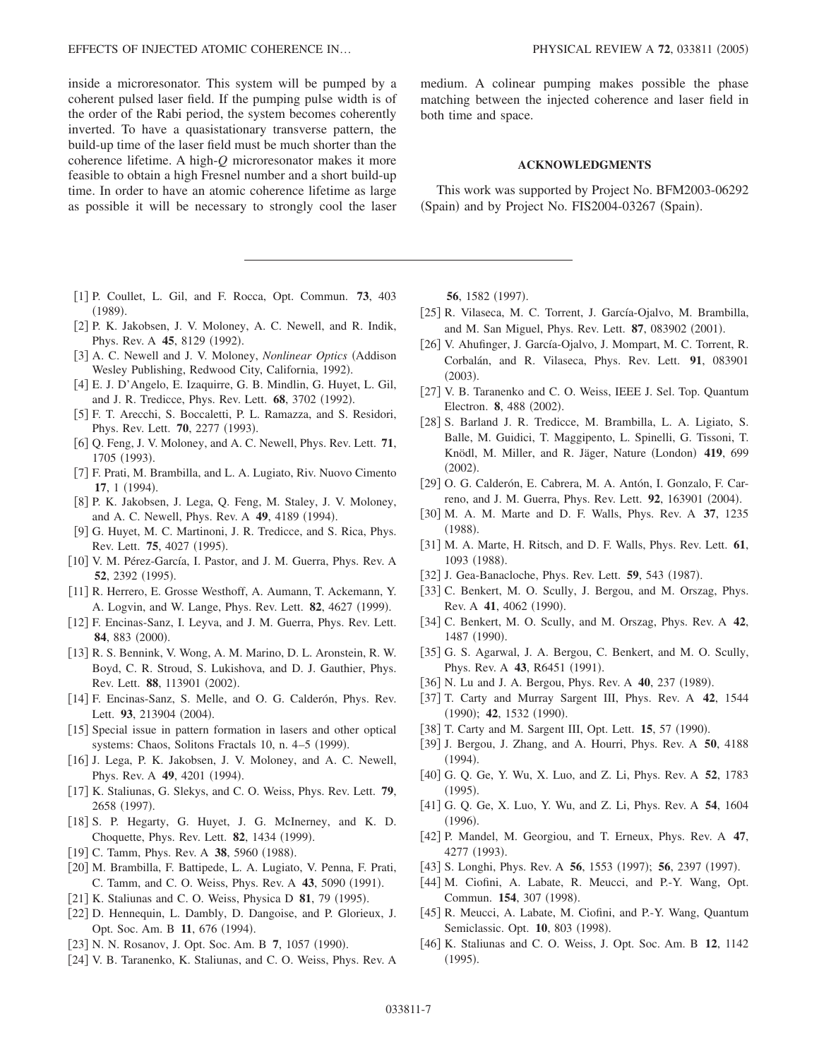inside a microresonator. This system will be pumped by a coherent pulsed laser field. If the pumping pulse width is of the order of the Rabi period, the system becomes coherently inverted. To have a quasistationary transverse pattern, the build-up time of the laser field must be much shorter than the coherence lifetime. A high-$Q$ microresonator makes it more feasible to obtain a high Fresnel number and a short build-up time. In order to have an atomic coherence lifetime as large as possible it will be necessary to strongly cool the laser medium. A colinear pumping makes possible the phase matching between the injected coherence and laser field in both time and space.

## ACKNOWLEDGMENTS

This work was supported by Project No. BFM2003-06292 (Spain) and by Project No. FIS2004-03267 (Spain).

---

[1] P. Coullet, L. Gil, and F. Rocca, Opt. Commun. **73**, 403 (1989).

[2] P. K. Jakobsen, J. V. Moloney, A. C. Newell, and R. Indik, Phys. Rev. A **45**, 8129 (1992).

[3] A. C. Newell and J. V. Moloney, *Nonlinear Optics* (Addison Wesley Publishing, Redwood City, California, 1992).

[4] E. J. D'Angelo, E. Izaquirre, G. B. Mindlin, G. Huyet, L. Gil, and J. R. Tredicce, Phys. Rev. Lett. **68**, 3702 (1992).

[5] F. T. Arecchi, S. Boccaletti, P. L. Ramazza, and S. Residori, Phys. Rev. Lett. **70**, 2277 (1993).

[6] Q. Feng, J. V. Moloney, and A. C. Newell, Phys. Rev. Lett. **71**, 1705 (1993).

[7] F. Prati, M. Brambilla, and L. A. Lugiato, Riv. Nuovo Cimento **17**, 1 (1994).

[8] P. K. Jakobsen, J. Lega, Q. Feng, M. Staley, J. V. Moloney, and A. C. Newell, Phys. Rev. A **49**, 4189 (1994).

[9] G. Huyet, M. C. Martinoni, J. R. Tredicce, and S. Rica, Phys. Rev. Lett. **75**, 4027 (1995).

[10] V. M. Pérez-García, I. Pastor, and J. M. Guerra, Phys. Rev. A **52**, 2392 (1995).

[11] R. Herrero, E. Grosse Westhoff, A. Aumann, T. Ackemann, Y. A. Logvin, and W. Lange, Phys. Rev. Lett. **82**, 4627 (1999).

[12] F. Encinas-Sanz, I. Leyva, and J. M. Guerra, Phys. Rev. Lett. **84**, 883 (2000).

[13] R. S. Bennink, V. Wong, A. M. Marino, D. L. Aronstein, R. W. Boyd, C. R. Stroud, S. Lukishova, and D. J. Gauthier, Phys. Rev. Lett. **88**, 113901 (2002).

[14] F. Encinas-Sanz, S. Melle, and O. G. Calderón, Phys. Rev. Lett. **93**, 213904 (2004).

[15] Special issue in pattern formation in lasers and other optical systems: Chaos, Solitons Fractals 10, n. 4–5 (1999).

[16] J. Lega, P. K. Jakobsen, J. V. Moloney, and A. C. Newell, Phys. Rev. A **49**, 4201 (1994).

[17] K. Staliunas, G. Slekys, and C. O. Weiss, Phys. Rev. Lett. **79**, 2658 (1997).

[18] S. P. Hegarty, G. Huyet, J. G. McInerney, and K. D. Choquette, Phys. Rev. Lett. **82**, 1434 (1999).

[19] C. Tamm, Phys. Rev. A **38**, 5960 (1988).

[20] M. Brambilla, F. Battipede, L. A. Lugiato, V. Penna, F. Prati, C. Tamm, and C. O. Weiss, Phys. Rev. A **43**, 5090 (1991).

[21] K. Staliunas and C. O. Weiss, Physica D **81**, 79 (1995).

[22] D. Hennequin, L. Dambly, D. Dangoise, and P. Glorieux, J. Opt. Soc. Am. B **11**, 676 (1994).

[23] N. N. Rosanov, J. Opt. Soc. Am. B **7**, 1057 (1990).

[24] V. B. Taranenko, K. Staliunas, and C. O. Weiss, Phys. Rev. A **56**, 1582 (1997).

[25] R. Vilaseca, M. C. Torrent, J. García-Ojalvo, M. Brambilla, and M. San Miguel, Phys. Rev. Lett. **87**, 083902 (2001).

[26] V. Ahufinger, J. García-Ojalvo, J. Mompart, M. C. Torrent, R. Corbalán, and R. Vilaseca, Phys. Rev. Lett. **91**, 083901 (2003).

[27] V. B. Taranenko and C. O. Weiss, IEEE J. Sel. Top. Quantum Electron. **8**, 488 (2002).

[28] S. Barland J. R. Tredicce, M. Brambilla, L. A. Ligiato, S. Balle, M. Guidici, T. Maggipento, L. Spinelli, G. Tissoni, T. Knödl, M. Miller, and R. Jäger, Nature (London) **419**, 699 (2002).

[29] O. G. Calderón, E. Cabrera, M. A. Antón, I. Gonzalo, F. Carreno, and J. M. Guerra, Phys. Rev. Lett. **92**, 163901 (2004).

[30] M. A. M. Marte and D. F. Walls, Phys. Rev. A **37**, 1235 (1988).

[31] M. A. Marte, H. Ritsch, and D. F. Walls, Phys. Rev. Lett. **61**, 1093 (1988).

[32] J. Gea-Banacloche, Phys. Rev. Lett. **59**, 543 (1987).

[33] C. Benkert, M. O. Scully, J. Bergou, and M. Orszag, Phys. Rev. A **41**, 4062 (1990).

[34] C. Benkert, M. O. Scully, and M. Orszag, Phys. Rev. A **42**, 1487 (1990).

[35] G. S. Agarwal, J. A. Bergou, C. Benkert, and M. O. Scully, Phys. Rev. A **43**, R6451 (1991).

[36] N. Lu and J. A. Bergou, Phys. Rev. A **40**, 237 (1989).

[37] T. Carty and Murray Sargent III, Phys. Rev. A **42**, 1544 (1990); **42**, 1532 (1990).

[38] T. Carty and M. Sargent III, Opt. Lett. **15**, 57 (1990).

[39] J. Bergou, J. Zhang, and A. Hourri, Phys. Rev. A **50**, 4188 (1994).

[40] G. Q. Ge, Y. Wu, X. Luo, and Z. Li, Phys. Rev. A **52**, 1783 (1995).

[41] G. Q. Ge, X. Luo, Y. Wu, and Z. Li, Phys. Rev. A **54**, 1604 (1996).

[42] P. Mandel, M. Georgiou, and T. Erneux, Phys. Rev. A **47**, 4277 (1993).

[43] S. Longhi, Phys. Rev. A **56**, 1553 (1997); **56**, 2397 (1997).

[44] M. Ciofini, A. Labate, R. Meucci, and P.-Y. Wang, Opt. Commun. **154**, 307 (1998).

[45] R. Meucci, A. Labate, M. Ciofini, and P.-Y. Wang, Quantum Semiclassic. Opt. **10**, 803 (1998).

[46] K. Staliunas and C. O. Weiss, J. Opt. Soc. Am. B **12**, 1142 (1995).